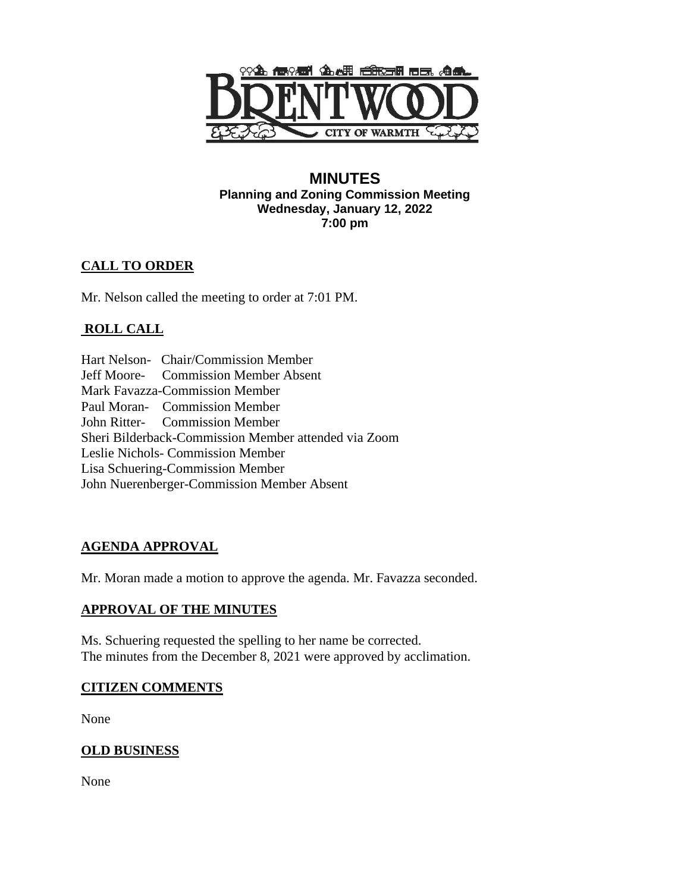BRENTWOOD

CITY OF WARMTH

# MINUTES

**Planning and Zoning Commission Meeting**
**Wednesday, January 12, 2022**
**7:00 pm**

## CALL TO ORDER

Mr. Nelson called the meeting to order at 7:01 PM.

## ROLL CALL

Hart Nelson- Chair/Commission Member
Jeff Moore- Commission Member Absent
Mark Favazza-Commission Member
Paul Moran- Commission Member
John Ritter- Commission Member
Sheri Bilderback-Commission Member attended via Zoom
Leslie Nichols- Commission Member
Lisa Schuering-Commission Member
John Nuerenberger-Commission Member Absent

## AGENDA APPROVAL

Mr. Moran made a motion to approve the agenda. Mr. Favazza seconded.

## APPROVAL OF THE MINUTES

Ms. Schuering requested the spelling to her name be corrected.
The minutes from the December 8, 2021 were approved by acclimation.

## CITIZEN COMMENTS

None

## OLD BUSINESS

None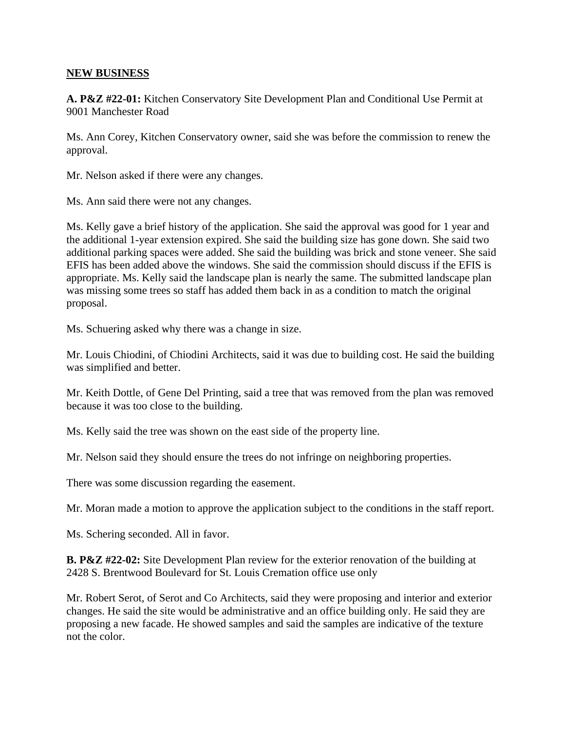**NEW BUSINESS**

**A. P&Z #22-01:** Kitchen Conservatory Site Development Plan and Conditional Use Permit at 9001 Manchester Road

Ms. Ann Corey, Kitchen Conservatory owner, said she was before the commission to renew the approval.

Mr. Nelson asked if there were any changes.

Ms. Ann said there were not any changes.

Ms. Kelly gave a brief history of the application. She said the approval was good for 1 year and the additional 1-year extension expired. She said the building size has gone down. She said two additional parking spaces were added. She said the building was brick and stone veneer. She said EFIS has been added above the windows. She said the commission should discuss if the EFIS is appropriate. Ms. Kelly said the landscape plan is nearly the same. The submitted landscape plan was missing some trees so staff has added them back in as a condition to match the original proposal.

Ms. Schuering asked why there was a change in size.

Mr. Louis Chiodini, of Chiodini Architects, said it was due to building cost. He said the building was simplified and better.

Mr. Keith Dottle, of Gene Del Printing, said a tree that was removed from the plan was removed because it was too close to the building.

Ms. Kelly said the tree was shown on the east side of the property line.

Mr. Nelson said they should ensure the trees do not infringe on neighboring properties.

There was some discussion regarding the easement.

Mr. Moran made a motion to approve the application subject to the conditions in the staff report.

Ms. Schering seconded. All in favor.

**B. P&Z #22-02:** Site Development Plan review for the exterior renovation of the building at 2428 S. Brentwood Boulevard for St. Louis Cremation office use only

Mr. Robert Serot, of Serot and Co Architects, said they were proposing and interior and exterior changes. He said the site would be administrative and an office building only. He said they are proposing a new facade. He showed samples and said the samples are indicative of the texture not the color.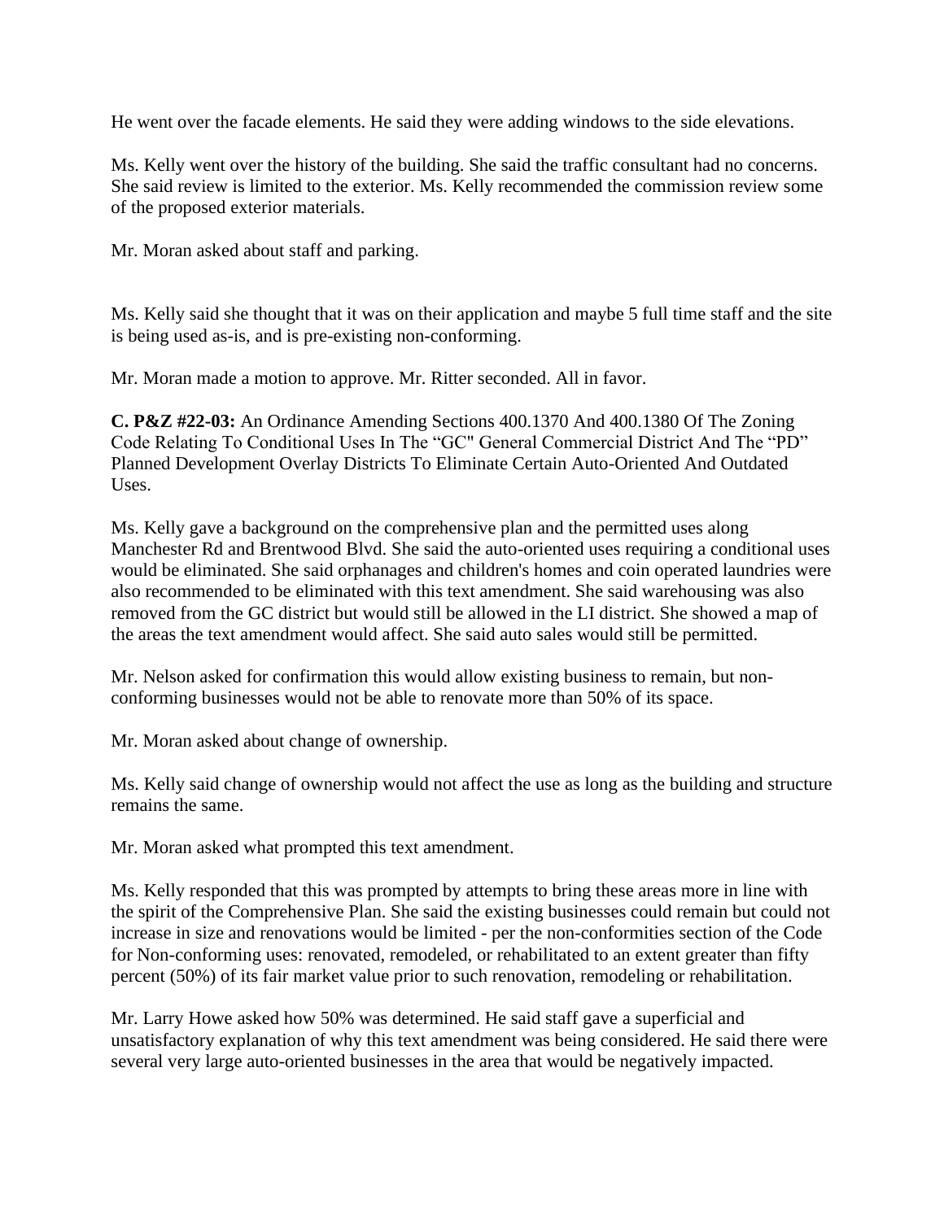He went over the facade elements. He said they were adding windows to the side elevations.

Ms. Kelly went over the history of the building. She said the traffic consultant had no concerns. She said review is limited to the exterior. Ms. Kelly recommended the commission review some of the proposed exterior materials.

Mr. Moran asked about staff and parking.

Ms. Kelly said she thought that it was on their application and maybe 5 full time staff and the site is being used as-is, and is pre-existing non-conforming.

Mr. Moran made a motion to approve. Mr. Ritter seconded. All in favor.

**C. P&Z #22-03:** An Ordinance Amending Sections 400.1370 And 400.1380 Of The Zoning Code Relating To Conditional Uses In The "GC" General Commercial District And The "PD" Planned Development Overlay Districts To Eliminate Certain Auto-Oriented And Outdated Uses.

Ms. Kelly gave a background on the comprehensive plan and the permitted uses along Manchester Rd and Brentwood Blvd. She said the auto-oriented uses requiring a conditional uses would be eliminated. She said orphanages and children's homes and coin operated laundries were also recommended to be eliminated with this text amendment. She said warehousing was also removed from the GC district but would still be allowed in the LI district. She showed a map of the areas the text amendment would affect. She said auto sales would still be permitted.

Mr. Nelson asked for confirmation this would allow existing business to remain, but non-conforming businesses would not be able to renovate more than 50% of its space.

Mr. Moran asked about change of ownership.

Ms. Kelly said change of ownership would not affect the use as long as the building and structure remains the same.

Mr. Moran asked what prompted this text amendment.

Ms. Kelly responded that this was prompted by attempts to bring these areas more in line with the spirit of the Comprehensive Plan. She said the existing businesses could remain but could not increase in size and renovations would be limited - per the non-conformities section of the Code for Non-conforming uses: renovated, remodeled, or rehabilitated to an extent greater than fifty percent (50%) of its fair market value prior to such renovation, remodeling or rehabilitation.

Mr. Larry Howe asked how 50% was determined. He said staff gave a superficial and unsatisfactory explanation of why this text amendment was being considered. He said there were several very large auto-oriented businesses in the area that would be negatively impacted.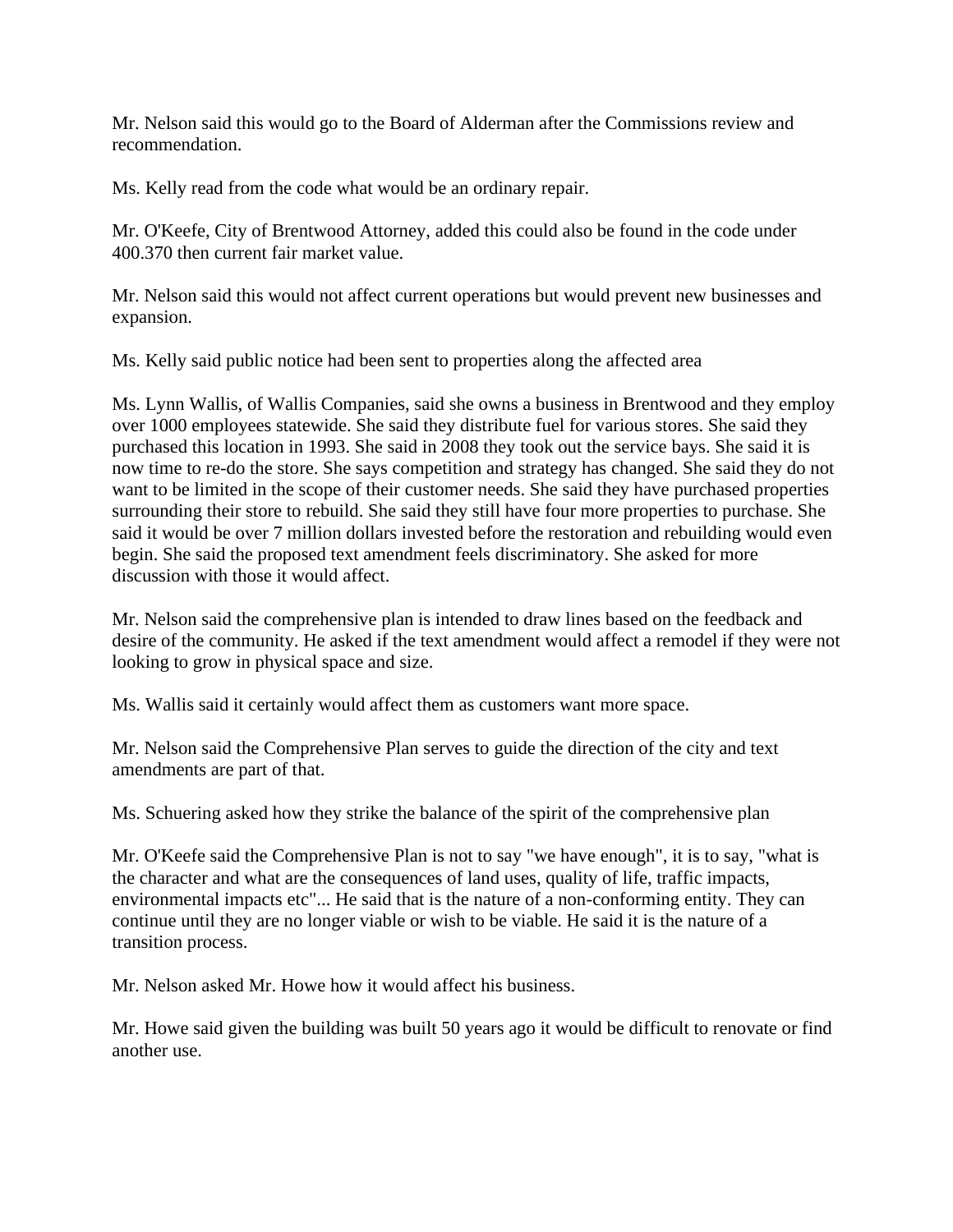Mr. Nelson said this would go to the Board of Alderman after the Commissions review and recommendation.

Ms. Kelly read from the code what would be an ordinary repair.

Mr. O'Keefe, City of Brentwood Attorney, added this could also be found in the code under 400.370 then current fair market value.

Mr. Nelson said this would not affect current operations but would prevent new businesses and expansion.

Ms. Kelly said public notice had been sent to properties along the affected area

Ms. Lynn Wallis, of Wallis Companies, said she owns a business in Brentwood and they employ over 1000 employees statewide. She said they distribute fuel for various stores. She said they purchased this location in 1993. She said in 2008 they took out the service bays. She said it is now time to re-do the store. She says competition and strategy has changed. She said they do not want to be limited in the scope of their customer needs. She said they have purchased properties surrounding their store to rebuild. She said they still have four more properties to purchase. She said it would be over 7 million dollars invested before the restoration and rebuilding would even begin. She said the proposed text amendment feels discriminatory. She asked for more discussion with those it would affect.

Mr. Nelson said the comprehensive plan is intended to draw lines based on the feedback and desire of the community. He asked if the text amendment would affect a remodel if they were not looking to grow in physical space and size.

Ms. Wallis said it certainly would affect them as customers want more space.

Mr. Nelson said the Comprehensive Plan serves to guide the direction of the city and text amendments are part of that.

Ms. Schuering asked how they strike the balance of the spirit of the comprehensive plan

Mr. O'Keefe said the Comprehensive Plan is not to say "we have enough", it is to say, "what is the character and what are the consequences of land uses, quality of life, traffic impacts, environmental impacts etc"... He said that is the nature of a non-conforming entity. They can continue until they are no longer viable or wish to be viable. He said it is the nature of a transition process.

Mr. Nelson asked Mr. Howe how it would affect his business.

Mr. Howe said given the building was built 50 years ago it would be difficult to renovate or find another use.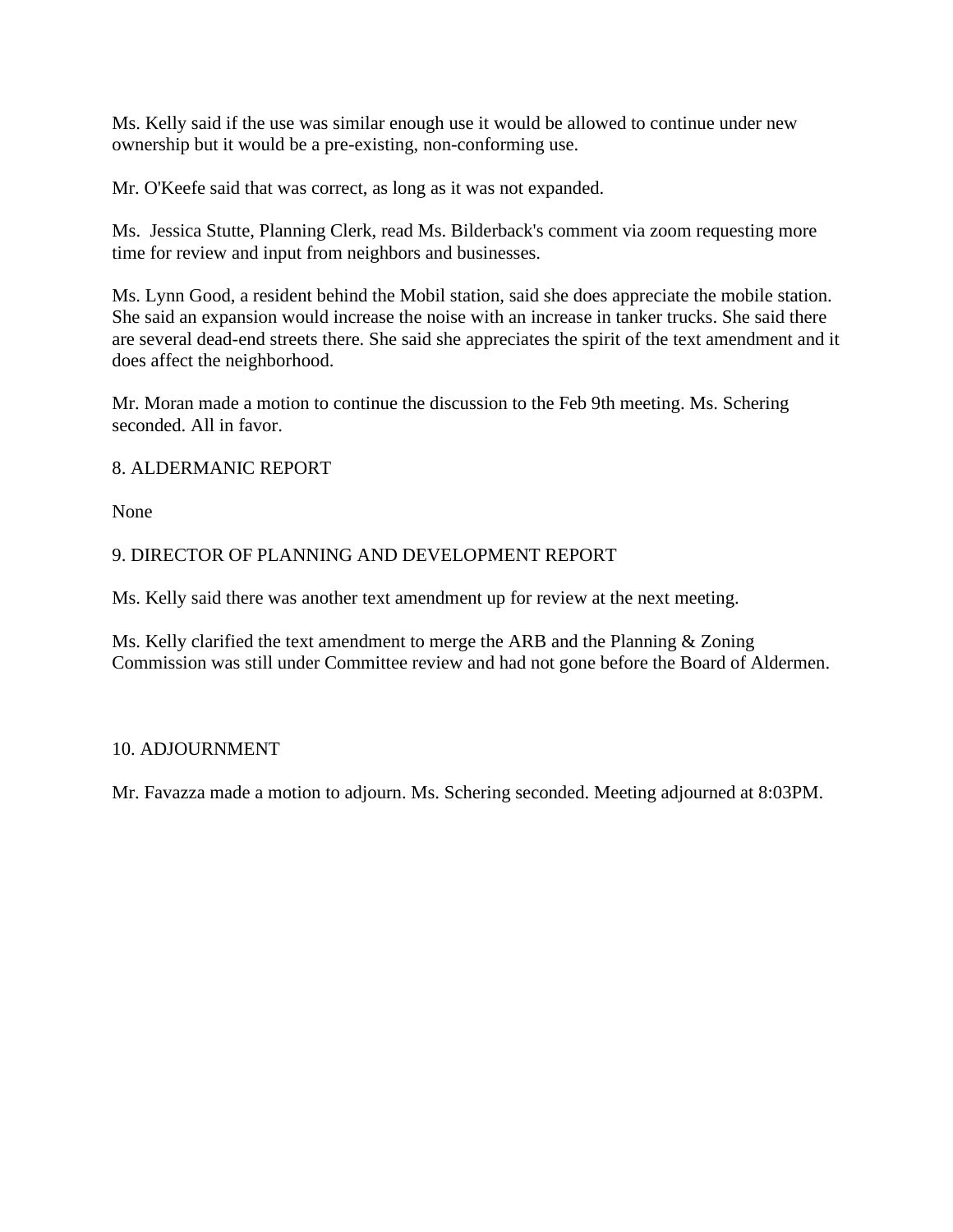Ms. Kelly said if the use was similar enough use it would be allowed to continue under new ownership but it would be a pre-existing, non-conforming use.

Mr. O'Keefe said that was correct, as long as it was not expanded.

Ms.  Jessica Stutte, Planning Clerk, read Ms. Bilderback's comment via zoom requesting more time for review and input from neighbors and businesses.

Ms. Lynn Good, a resident behind the Mobil station, said she does appreciate the mobile station. She said an expansion would increase the noise with an increase in tanker trucks. She said there are several dead-end streets there. She said she appreciates the spirit of the text amendment and it does affect the neighborhood.

Mr. Moran made a motion to continue the discussion to the Feb 9th meeting. Ms. Schering seconded. All in favor.

## 8. ALDERMANIC REPORT

None

## 9. DIRECTOR OF PLANNING AND DEVELOPMENT REPORT

Ms. Kelly said there was another text amendment up for review at the next meeting.

Ms. Kelly clarified the text amendment to merge the ARB and the Planning & Zoning Commission was still under Committee review and had not gone before the Board of Aldermen.

## 10. ADJOURNMENT

Mr. Favazza made a motion to adjourn. Ms. Schering seconded. Meeting adjourned at 8:03PM.